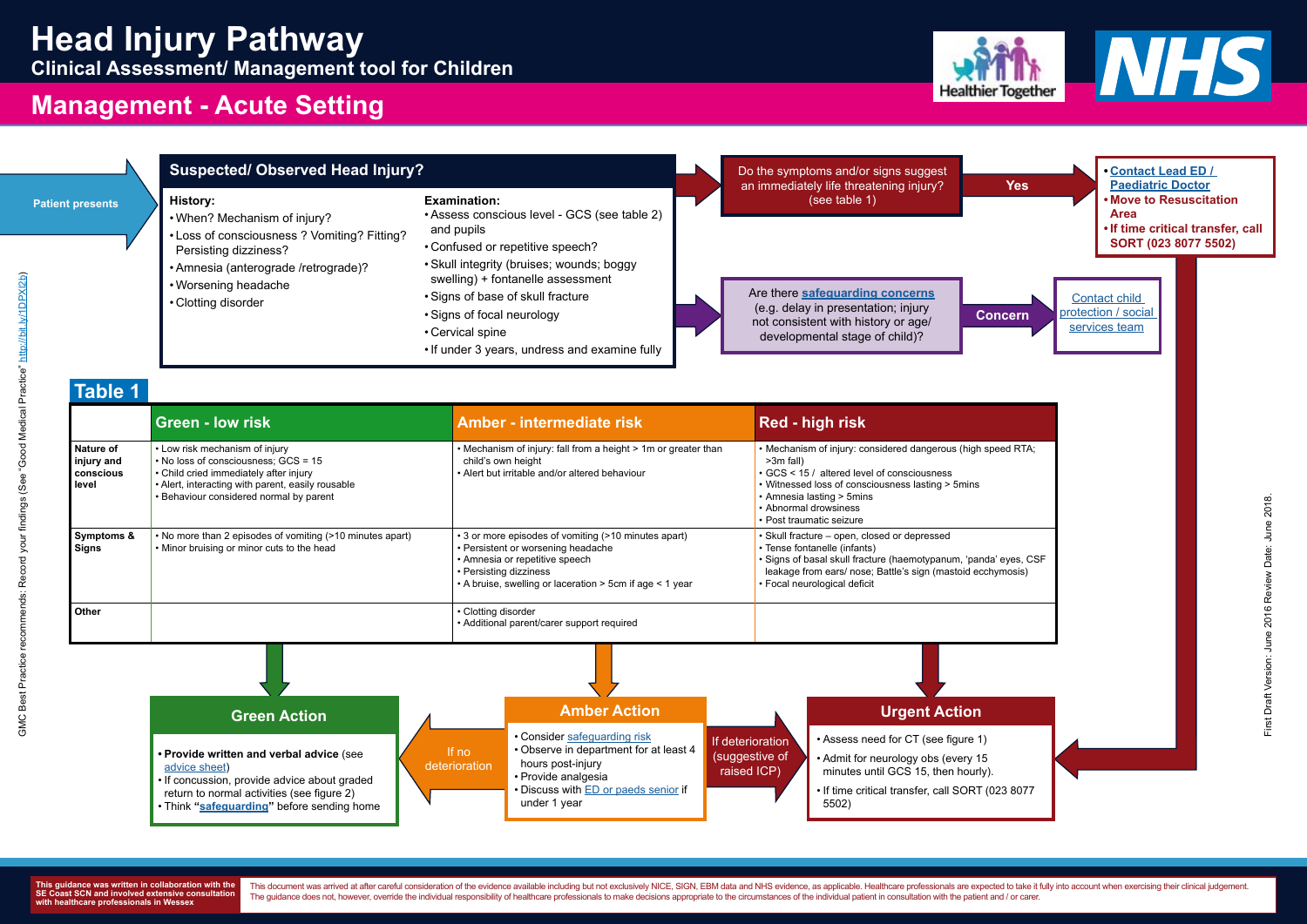# Head Injury Pathway

## Clinical Assessment/ Management tool for Children

## Management - Acute Setting

Healthier Together

NHS

**Patient presents**

### Suspected/ Observed Head Injury?

**History:**

- When? Mechanism of injury?
- Loss of consciousness ? Vomiting? Fitting? Persisting dizziness?
- Amnesia (anterograde /retrograde)?
- Worsening headache
- Clotting disorder

**Examination:**

- Assess conscious level - GCS (see table 2) and pupils
- Confused or repetitive speech?
- Skull integrity (bruises; wounds; boggy swelling) + fontanelle assessment
- Signs of base of skull fracture
- Signs of focal neurology
- Cervical spine
- If under 3 years, undress and examine fully

Do the symptoms and/or signs suggest an immediately life threatening injury? (see table 1)

**Yes** →

- **Contact Lead ED / Paediatric Doctor**
- **Move to Resuscitation Area**
- **If time critical transfer, call SORT (023 8077 5502)**

Are there safeguarding concerns (e.g. delay in presentation; injury not consistent with history or age/ developmental stage of child)?

**Concern** → Contact child protection / social services team

### Table 1

| | Green - low risk | Amber - intermediate risk | Red - high risk |
|---|---|---|---|
| **Nature of injury and conscious level** | • Low risk mechanism of injury<br>• No loss of consciousness; GCS = 15<br>• Child cried immediately after injury<br>• Alert, interacting with parent, easily rousable<br>• Behaviour considered normal by parent | • Mechanism of injury: fall from a height > 1m or greater than child's own height<br>• Alert but irritable and/or altered behaviour | • Mechanism of injury: considered dangerous (high speed RTA; >3m fall)<br>• GCS < 15 / altered level of consciousness<br>• Witnessed loss of consciousness lasting > 5mins<br>• Amnesia lasting > 5mins<br>• Abnormal drowsiness<br>• Post traumatic seizure |
| **Symptoms & Signs** | • No more than 2 episodes of vomiting (>10 minutes apart)<br>• Minor bruising or minor cuts to the head | • 3 or more episodes of vomiting (>10 minutes apart)<br>• Persistent or worsening headache<br>• Amnesia or repetitive speech<br>• Persisting dizziness<br>• A bruise, swelling or laceration > 5cm if age < 1 year | • Skull fracture – open, closed or depressed<br>• Tense fontanelle (infants)<br>• Signs of basal skull fracture (haemotympanum, 'panda' eyes, CSF leakage from ears/ nose; Battle's sign (mastoid ecchymosis)<br>• Focal neurological deficit |
| **Other** | | • Clotting disorder<br>• Additional parent/carer support required | |

### Green Action

- **Provide written and verbal advice** (see advice sheet)
- If concussion, provide advice about graded return to normal activities (see figure 2)
- Think "**safeguarding**" before sending home

← If no deterioration

### Amber Action

- Consider safeguarding risk
- Observe in department for at least 4 hours post-injury
- Provide analgesia
- Discuss with ED or paeds senior if under 1 year

If deterioration (suggestive of raised ICP) →

### Urgent Action

- Assess need for CT (see figure 1)
- Admit for neurology obs (every 15 minutes until GCS 15, then hourly).
- If time critical transfer, call SORT (023 8077 5502)

GMC Best Practice recommends: Record your findings (See "Good Medical Practice" http://bit.ly/1DPXl2b)

First Draft Version: June 2016 Review Date: June 2018.

This guidance was written in collaboration with the SE Coast SCN and involved extensive consultation with healthcare professionals in Wessex

This document was arrived at after careful consideration of the evidence available including but not exclusively NICE, SIGN, EBM data and NHS evidence, as applicable. Healthcare professionals are expected to take it fully into account when exercising their clinical judgement. The guidance does not, however, override the individual responsibility of healthcare professionals to make decisions appropriate to the circumstances of the individual patient in consultation with the patient and / or carer.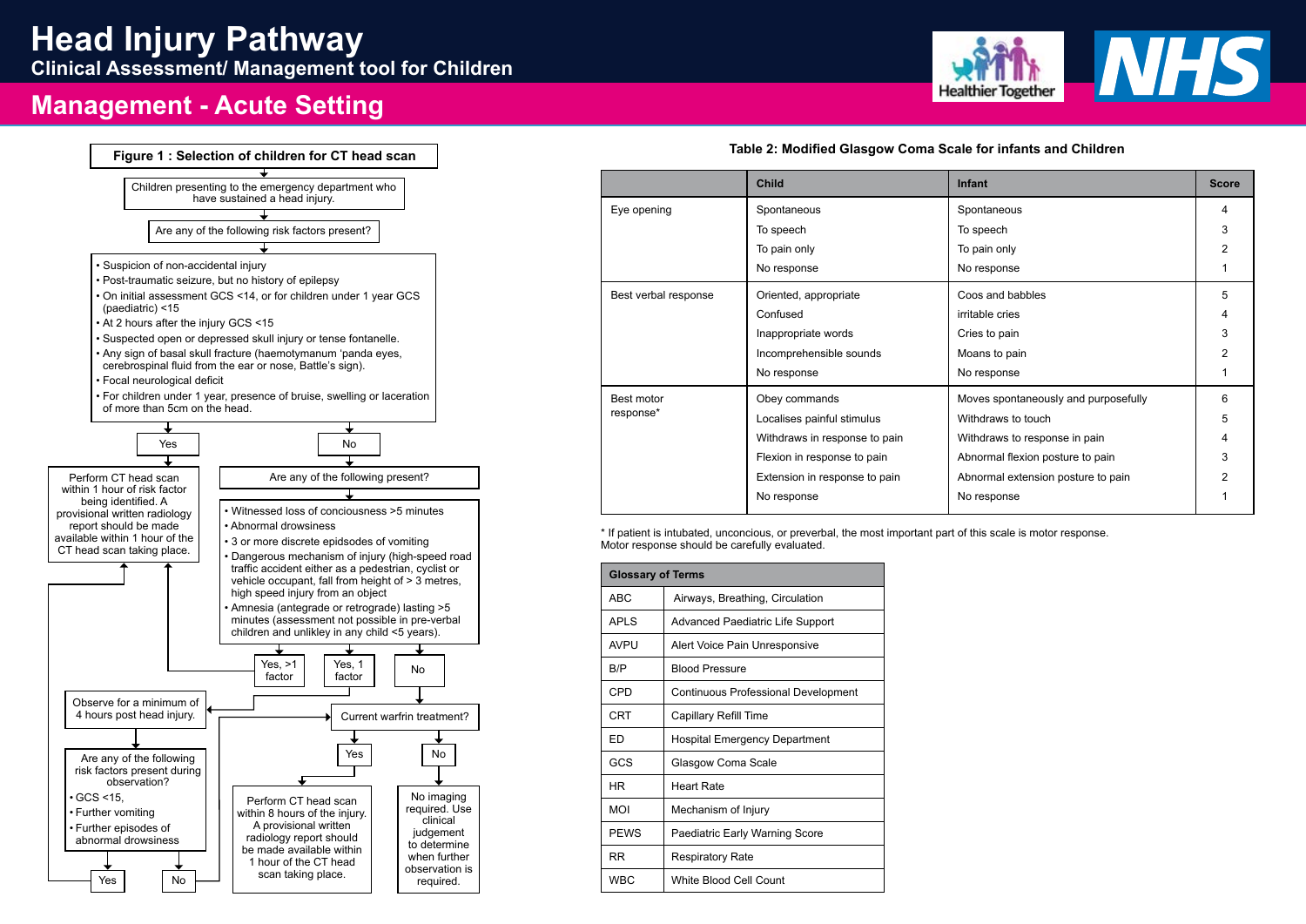# Head Injury Pathway

## Clinical Assessment/ Management tool for Children

## Management - Acute Setting

### Figure 1 : Selection of children for CT head scan

Children presenting to the emergency department who have sustained a head injury.

Are any of the following risk factors present?

- Suspicion of non-accidental injury
- Post-traumatic seizure, but no history of epilepsy
- On initial assessment GCS <14, or for children under 1 year GCS (paediatric) <15
- At 2 hours after the injury GCS <15
- Suspected open or depressed skull injury or tense fontanelle.
- Any sign of basal skull fracture (haemotymanum 'panda eyes, cerebrospinal fluid from the ear or nose, Battle's sign).
- Focal neurological deficit
- For children under 1 year, presence of bruise, swelling or laceration of more than 5cm on the head.

**Yes**

Perform CT head scan within 1 hour of risk factor being identified. A provisional written radiology report should be made available within 1 hour of the CT head scan taking place.

**No**

Are any of the following present?

- Witnessed loss of conciousness >5 minutes
- Abnormal drowsiness
- 3 or more discrete epidsodes of vomiting
- Dangerous mechanism of injury (high-speed road traffic accident either as a pedestrian, cyclist or vehicle occupant, fall from height of > 3 metres, high speed injury from an object
- Amnesia (antegrade or retrograde) lasting >5 minutes (assessment not possible in pre-verbal children and unlikley in any child <5 years).

**Yes, >1 factor** → Perform CT head scan within 1 hour of risk factor being identified.

**Yes, 1 factor** → Observe for a minimum of 4 hours post head injury.

Are any of the following risk factors present during observation?

- GCS <15,
- Further vomiting
- Further episodes of abnormal drowsiness

**Yes** → Perform CT head scan within 1 hour of risk factor being identified.

**No**

**No** → Current warfrin treatment?

**Yes** → Perform CT head scan within 8 hours of the injury. A provisional written radiology report should be made available within 1 hour of the CT head scan taking place.

**No** → No imaging required. Use clinical judgement to determine when further observation is required.

### Table 2: Modified Glasgow Coma Scale for infants and Children

| | Child | Infant | Score |
|---|---|---|---|
| Eye opening | Spontaneous | Spontaneous | 4 |
| | To speech | To speech | 3 |
| | To pain only | To pain only | 2 |
| | No response | No response | 1 |
| Best verbal response | Oriented, appropriate | Coos and babbles | 5 |
| | Confused | irritable cries | 4 |
| | Inappropriate words | Cries to pain | 3 |
| | Incomprehensible sounds | Moans to pain | 2 |
| | No response | No response | 1 |
| Best motor response* | Obey commands | Moves spontaneously and purposefully | 6 |
| | Localises painful stimulus | Withdraws to touch | 5 |
| | Withdraws in response to pain | Withdraws to response in pain | 4 |
| | Flexion in response to pain | Abnormal flexion posture to pain | 3 |
| | Extension in response to pain | Abnormal extension posture to pain | 2 |
| | No response | No response | 1 |

* If patient is intubated, unconcious, or preverbal, the most important part of this scale is motor response. Motor response should be carefully evaluated.

| Glossary of Terms | |
|---|---|
| ABC | Airways, Breathing, Circulation |
| APLS | Advanced Paediatric Life Support |
| AVPU | Alert Voice Pain Unresponsive |
| B/P | Blood Pressure |
| CPD | Continuous Professional Development |
| CRT | Capillary Refill Time |
| ED | Hospital Emergency Department |
| GCS | Glasgow Coma Scale |
| HR | Heart Rate |
| MOI | Mechanism of Injury |
| PEWS | Paediatric Early Warning Score |
| RR | Respiratory Rate |
| WBC | White Blood Cell Count |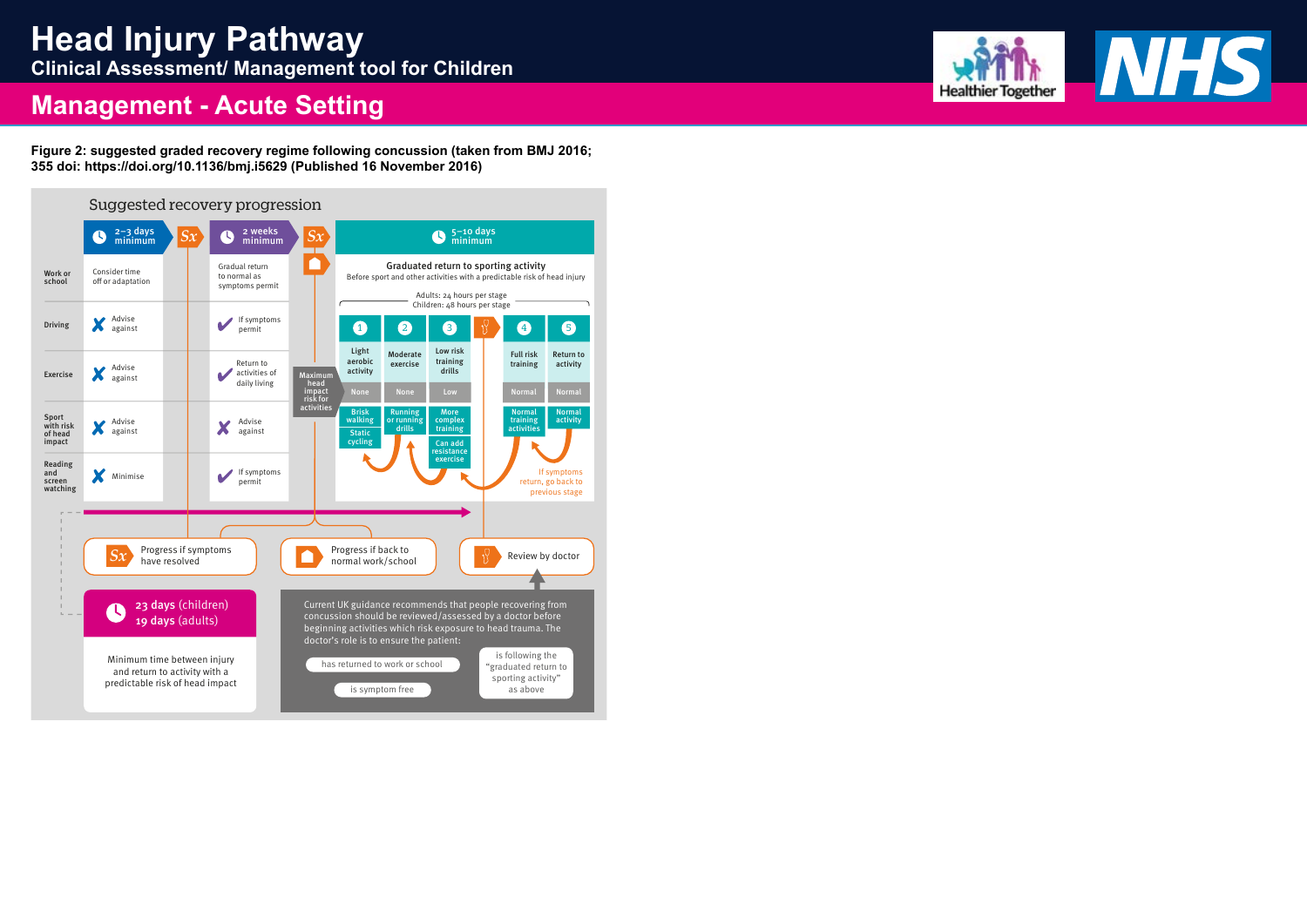# Head Injury Pathway

## Clinical Assessment/ Management tool for Children

## Management - Acute Setting

**Figure 2: suggested graded recovery regime following concussion (taken from BMJ 2016; 355 doi: https://doi.org/10.1136/bmj.i5629 (Published 16 November 2016)**

Suggested recovery progression

2–3 days minimum

Sx

2 weeks minimum

Sx

5–10 days minimum

Work or school
Consider time off or adaptation
Gradual return to normal as symptoms permit

Driving
Advise against
If symptoms permit

Exercise
Advise against
Return to activities of daily living

Sport with risk of head impact
Advise against
Advise against

Reading and screen watching
Minimise
If symptoms permit

Graduated return to sporting activity
Before sport and other activities with a predictable risk of head injury

Adults: 24 hours per stage
Children: 48 hours per stage

Maximum head impact risk for activities

1 Light aerobic activity – None – Brisk walking, Static cycling

2 Moderate exercise – None – Running or running drills

3 Low risk training drills – Low – More complex training, Can add resistance exercise

4 Full risk training – Normal – Normal training activities

5 Return to activity – Normal – Normal activity

If symptoms return, go back to previous stage

Sx Progress if symptoms have resolved

Progress if back to normal work/school

Review by doctor

23 days (children)
19 days (adults)

Minimum time between injury and return to activity with a predictable risk of head impact

Current UK guidance recommends that people recovering from concussion should be reviewed/assessed by a doctor before beginning activities which risk exposure to head trauma. The doctor's role is to ensure the patient:

- has returned to work or school
- is symptom free
- is following the "graduated return to sporting activity" as above